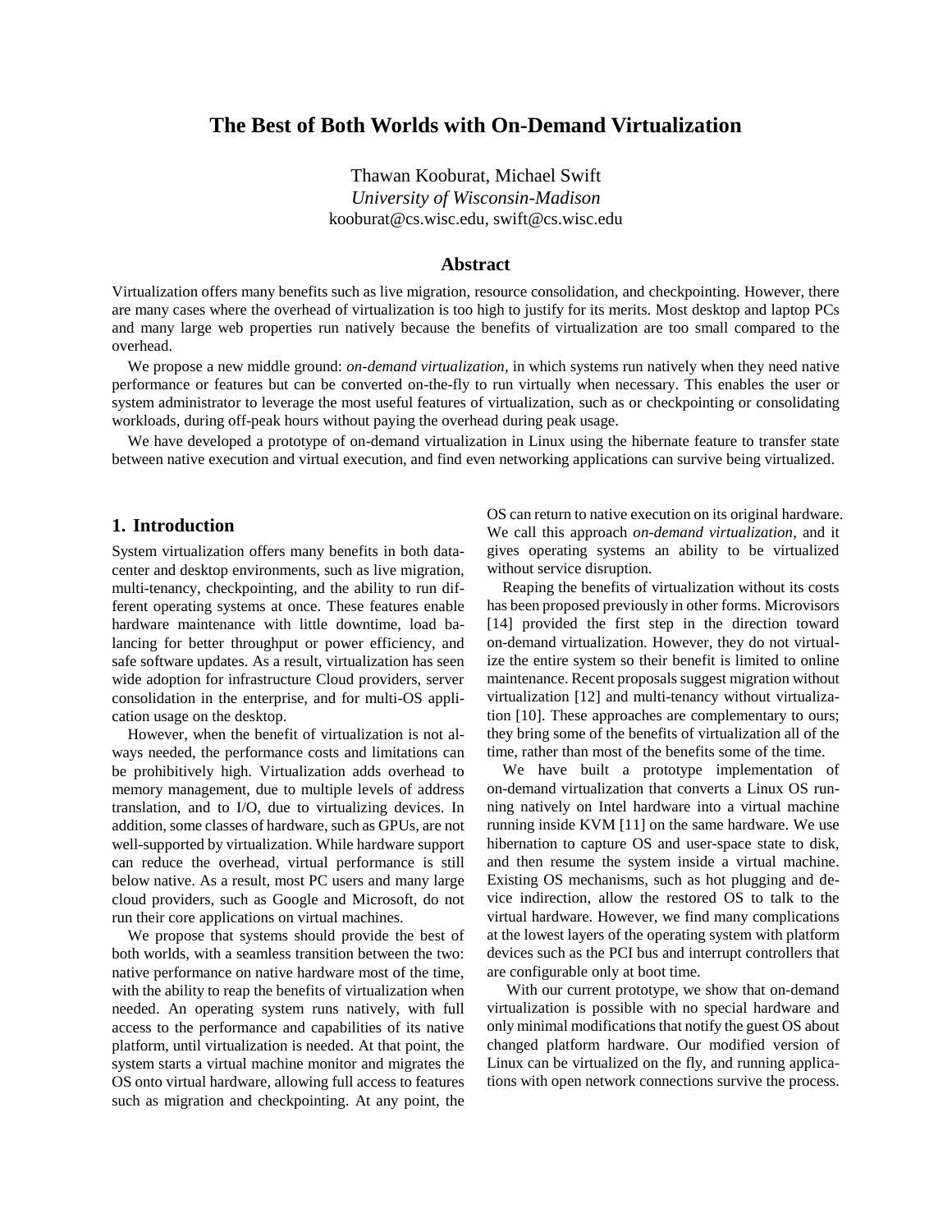# The Best of Both Worlds with On-Demand Virtualization

Thawan Kooburat, Michael Swift
*University of Wisconsin-Madison*
kooburat@cs.wisc.edu, swift@cs.wisc.edu

## Abstract

Virtualization offers many benefits such as live migration, resource consolidation, and checkpointing. However, there are many cases where the overhead of virtualization is too high to justify for its merits. Most desktop and laptop PCs and many large web properties run natively because the benefits of virtualization are too small compared to the overhead.

We propose a new middle ground: *on-demand virtualization*, in which systems run natively when they need native performance or features but can be converted on-the-fly to run virtually when necessary. This enables the user or system administrator to leverage the most useful features of virtualization, such as or checkpointing or consolidating workloads, during off-peak hours without paying the overhead during peak usage.

We have developed a prototype of on-demand virtualization in Linux using the hibernate feature to transfer state between native execution and virtual execution, and find even networking applications can survive being virtualized.

## 1. Introduction

System virtualization offers many benefits in both datacenter and desktop environments, such as live migration, multi-tenancy, checkpointing, and the ability to run different operating systems at once. These features enable hardware maintenance with little downtime, load balancing for better throughput or power efficiency, and safe software updates. As a result, virtualization has seen wide adoption for infrastructure Cloud providers, server consolidation in the enterprise, and for multi-OS application usage on the desktop.

However, when the benefit of virtualization is not always needed, the performance costs and limitations can be prohibitively high. Virtualization adds overhead to memory management, due to multiple levels of address translation, and to I/O, due to virtualizing devices. In addition, some classes of hardware, such as GPUs, are not well-supported by virtualization. While hardware support can reduce the overhead, virtual performance is still below native. As a result, most PC users and many large cloud providers, such as Google and Microsoft, do not run their core applications on virtual machines.

We propose that systems should provide the best of both worlds, with a seamless transition between the two: native performance on native hardware most of the time, with the ability to reap the benefits of virtualization when needed. An operating system runs natively, with full access to the performance and capabilities of its native platform, until virtualization is needed. At that point, the system starts a virtual machine monitor and migrates the OS onto virtual hardware, allowing full access to features such as migration and checkpointing. At any point, the OS can return to native execution on its original hardware. We call this approach *on-demand virtualization*, and it gives operating systems an ability to be virtualized without service disruption.

Reaping the benefits of virtualization without its costs has been proposed previously in other forms. Microvisors [14] provided the first step in the direction toward on-demand virtualization. However, they do not virtualize the entire system so their benefit is limited to online maintenance. Recent proposals suggest migration without virtualization [12] and multi-tenancy without virtualization [10]. These approaches are complementary to ours; they bring some of the benefits of virtualization all of the time, rather than most of the benefits some of the time.

We have built a prototype implementation of on-demand virtualization that converts a Linux OS running natively on Intel hardware into a virtual machine running inside KVM [11] on the same hardware. We use hibernation to capture OS and user-space state to disk, and then resume the system inside a virtual machine. Existing OS mechanisms, such as hot plugging and device indirection, allow the restored OS to talk to the virtual hardware. However, we find many complications at the lowest layers of the operating system with platform devices such as the PCI bus and interrupt controllers that are configurable only at boot time.

With our current prototype, we show that on-demand virtualization is possible with no special hardware and only minimal modifications that notify the guest OS about changed platform hardware. Our modified version of Linux can be virtualized on the fly, and running applications with open network connections survive the process.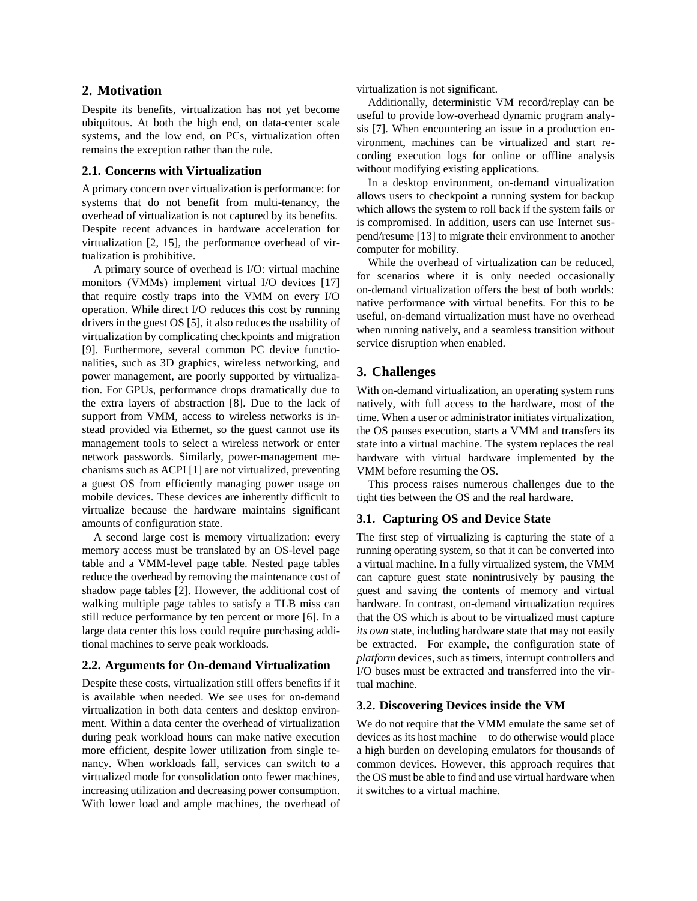## 2. Motivation

Despite its benefits, virtualization has not yet become ubiquitous. At both the high end, on data-center scale systems, and the low end, on PCs, virtualization often remains the exception rather than the rule.

### 2.1. Concerns with Virtualization

A primary concern over virtualization is performance: for systems that do not benefit from multi-tenancy, the overhead of virtualization is not captured by its benefits. Despite recent advances in hardware acceleration for virtualization [2, 15], the performance overhead of virtualization is prohibitive.

A primary source of overhead is I/O: virtual machine monitors (VMMs) implement virtual I/O devices [17] that require costly traps into the VMM on every I/O operation. While direct I/O reduces this cost by running drivers in the guest OS [5], it also reduces the usability of virtualization by complicating checkpoints and migration [9]. Furthermore, several common PC device functionalities, such as 3D graphics, wireless networking, and power management, are poorly supported by virtualization. For GPUs, performance drops dramatically due to the extra layers of abstraction [8]. Due to the lack of support from VMM, access to wireless networks is instead provided via Ethernet, so the guest cannot use its management tools to select a wireless network or enter network passwords. Similarly, power-management mechanisms such as ACPI [1] are not virtualized, preventing a guest OS from efficiently managing power usage on mobile devices. These devices are inherently difficult to virtualize because the hardware maintains significant amounts of configuration state.

A second large cost is memory virtualization: every memory access must be translated by an OS-level page table and a VMM-level page table. Nested page tables reduce the overhead by removing the maintenance cost of shadow page tables [2]. However, the additional cost of walking multiple page tables to satisfy a TLB miss can still reduce performance by ten percent or more [6]. In a large data center this loss could require purchasing additional machines to serve peak workloads.

### 2.2. Arguments for On-demand Virtualization

Despite these costs, virtualization still offers benefits if it is available when needed. We see uses for on-demand virtualization in both data centers and desktop environment. Within a data center the overhead of virtualization during peak workload hours can make native execution more efficient, despite lower utilization from single tenancy. When workloads fall, services can switch to a virtualized mode for consolidation onto fewer machines, increasing utilization and decreasing power consumption. With lower load and ample machines, the overhead of virtualization is not significant.

Additionally, deterministic VM record/replay can be useful to provide low-overhead dynamic program analysis [7]. When encountering an issue in a production environment, machines can be virtualized and start recording execution logs for online or offline analysis without modifying existing applications.

In a desktop environment, on-demand virtualization allows users to checkpoint a running system for backup which allows the system to roll back if the system fails or is compromised. In addition, users can use Internet suspend/resume [13] to migrate their environment to another computer for mobility.

While the overhead of virtualization can be reduced, for scenarios where it is only needed occasionally on-demand virtualization offers the best of both worlds: native performance with virtual benefits. For this to be useful, on-demand virtualization must have no overhead when running natively, and a seamless transition without service disruption when enabled.

## 3. Challenges

With on-demand virtualization, an operating system runs natively, with full access to the hardware, most of the time. When a user or administrator initiates virtualization, the OS pauses execution, starts a VMM and transfers its state into a virtual machine. The system replaces the real hardware with virtual hardware implemented by the VMM before resuming the OS.

This process raises numerous challenges due to the tight ties between the OS and the real hardware.

### 3.1. Capturing OS and Device State

The first step of virtualizing is capturing the state of a running operating system, so that it can be converted into a virtual machine. In a fully virtualized system, the VMM can capture guest state nonintrusively by pausing the guest and saving the contents of memory and virtual hardware. In contrast, on-demand virtualization requires that the OS which is about to be virtualized must capture *its own* state, including hardware state that may not easily be extracted. For example, the configuration state of *platform* devices, such as timers, interrupt controllers and I/O buses must be extracted and transferred into the virtual machine.

### 3.2. Discovering Devices inside the VM

We do not require that the VMM emulate the same set of devices as its host machine—to do otherwise would place a high burden on developing emulators for thousands of common devices. However, this approach requires that the OS must be able to find and use virtual hardware when it switches to a virtual machine.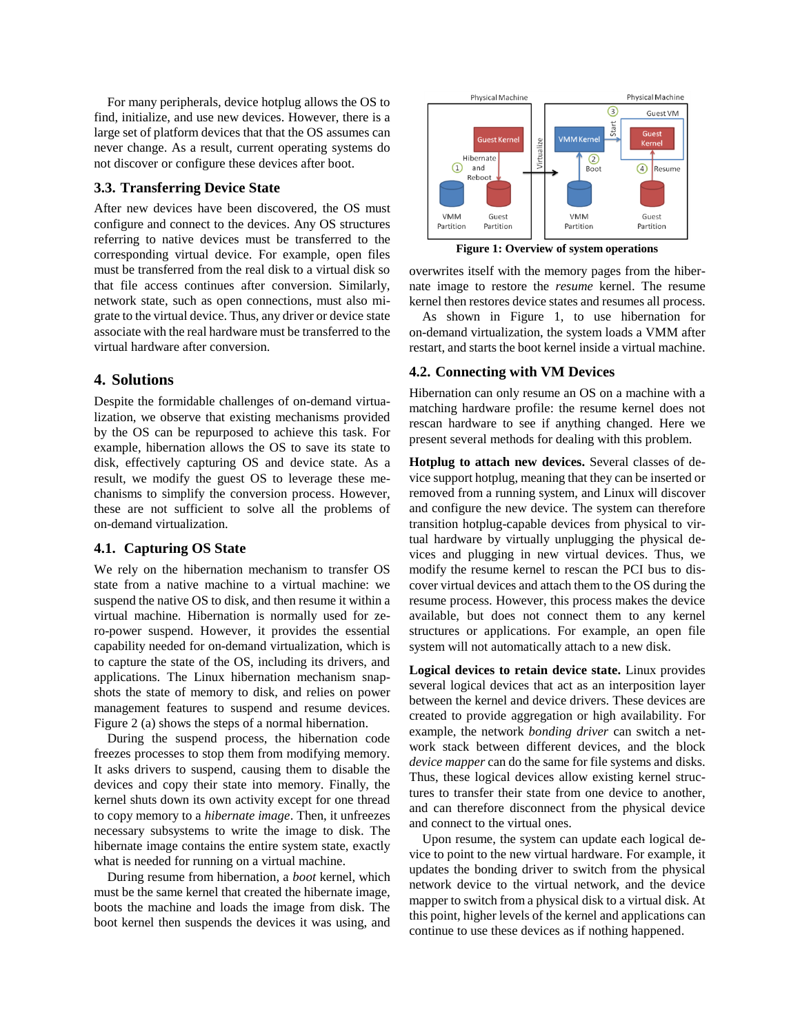For many peripherals, device hotplug allows the OS to find, initialize, and use new devices. However, there is a large set of platform devices that that the OS assumes can never change. As a result, current operating systems do not discover or configure these devices after boot.

### 3.3. Transferring Device State

After new devices have been discovered, the OS must configure and connect to the devices. Any OS structures referring to native devices must be transferred to the corresponding virtual device. For example, open files must be transferred from the real disk to a virtual disk so that file access continues after conversion. Similarly, network state, such as open connections, must also migrate to the virtual device. Thus, any driver or device state associate with the real hardware must be transferred to the virtual hardware after conversion.

## 4. Solutions

Despite the formidable challenges of on-demand virtualization, we observe that existing mechanisms provided by the OS can be repurposed to achieve this task. For example, hibernation allows the OS to save its state to disk, effectively capturing OS and device state. As a result, we modify the guest OS to leverage these mechanisms to simplify the conversion process. However, these are not sufficient to solve all the problems of on-demand virtualization.

### 4.1. Capturing OS State

We rely on the hibernation mechanism to transfer OS state from a native machine to a virtual machine: we suspend the native OS to disk, and then resume it within a virtual machine. Hibernation is normally used for zero-power suspend. However, it provides the essential capability needed for on-demand virtualization, which is to capture the state of the OS, including its drivers, and applications. The Linux hibernation mechanism snapshots the state of memory to disk, and relies on power management features to suspend and resume devices. Figure 2 (a) shows the steps of a normal hibernation.

During the suspend process, the hibernation code freezes processes to stop them from modifying memory. It asks drivers to suspend, causing them to disable the devices and copy their state into memory. Finally, the kernel shuts down its own activity except for one thread to copy memory to a *hibernate image*. Then, it unfreezes necessary subsystems to write the image to disk. The hibernate image contains the entire system state, exactly what is needed for running on a virtual machine.

During resume from hibernation, a *boot* kernel, which must be the same kernel that created the hibernate image, boots the machine and loads the image from disk. The boot kernel then suspends the devices it was using, and

**Figure 1: Overview of system operations**

overwrites itself with the memory pages from the hibernate image to restore the *resume* kernel. The resume kernel then restores device states and resumes all process.

As shown in Figure 1, to use hibernation for on-demand virtualization, the system loads a VMM after restart, and starts the boot kernel inside a virtual machine.

### 4.2. Connecting with VM Devices

Hibernation can only resume an OS on a machine with a matching hardware profile: the resume kernel does not rescan hardware to see if anything changed. Here we present several methods for dealing with this problem.

**Hotplug to attach new devices.** Several classes of device support hotplug, meaning that they can be inserted or removed from a running system, and Linux will discover and configure the new device. The system can therefore transition hotplug-capable devices from physical to virtual hardware by virtually unplugging the physical devices and plugging in new virtual devices. Thus, we modify the resume kernel to rescan the PCI bus to discover virtual devices and attach them to the OS during the resume process. However, this process makes the device available, but does not connect them to any kernel structures or applications. For example, an open file system will not automatically attach to a new disk.

**Logical devices to retain device state.** Linux provides several logical devices that act as an interposition layer between the kernel and device drivers. These devices are created to provide aggregation or high availability. For example, the network *bonding driver* can switch a network stack between different devices, and the block *device mapper* can do the same for file systems and disks. Thus, these logical devices allow existing kernel structures to transfer their state from one device to another, and can therefore disconnect from the physical device and connect to the virtual ones.

Upon resume, the system can update each logical device to point to the new virtual hardware. For example, it updates the bonding driver to switch from the physical network device to the virtual network, and the device mapper to switch from a physical disk to a virtual disk. At this point, higher levels of the kernel and applications can continue to use these devices as if nothing happened.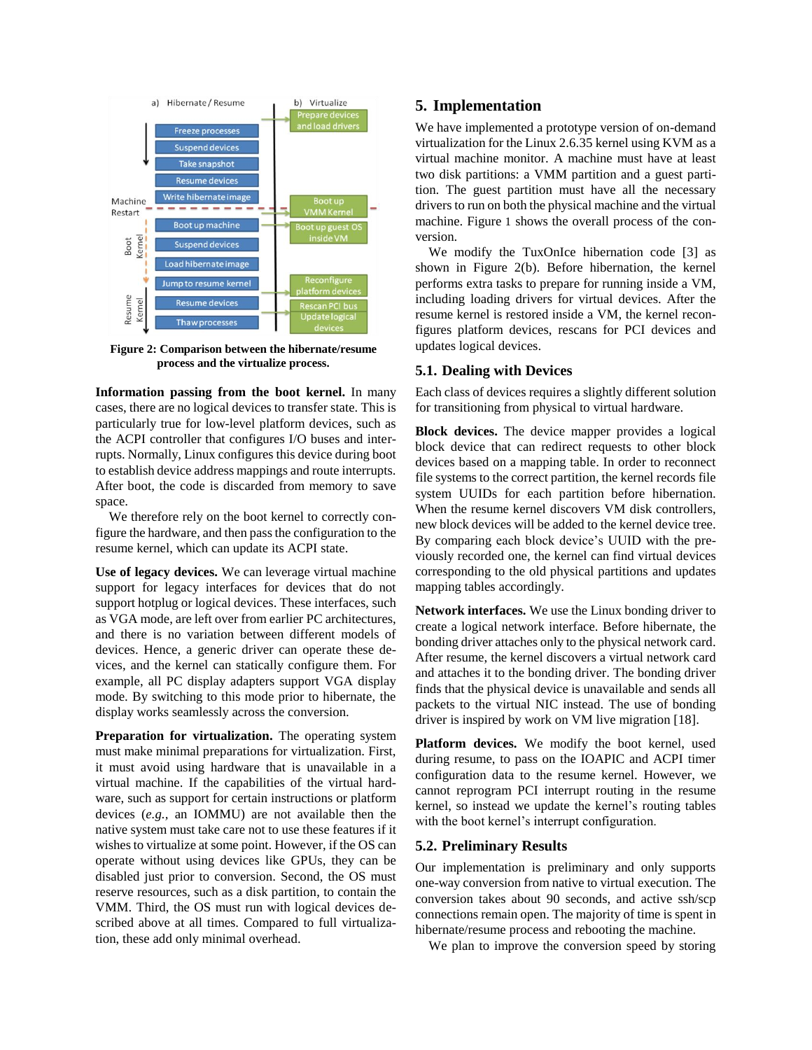Figure 2: Comparison between the hibernate/resume process and the virtualize process.

**Information passing from the boot kernel.** In many cases, there are no logical devices to transfer state. This is particularly true for low-level platform devices, such as the ACPI controller that configures I/O buses and interrupts. Normally, Linux configures this device during boot to establish device address mappings and route interrupts. After boot, the code is discarded from memory to save space.

We therefore rely on the boot kernel to correctly configure the hardware, and then pass the configuration to the resume kernel, which can update its ACPI state.

**Use of legacy devices.** We can leverage virtual machine support for legacy interfaces for devices that do not support hotplug or logical devices. These interfaces, such as VGA mode, are left over from earlier PC architectures, and there is no variation between different models of devices. Hence, a generic driver can operate these devices, and the kernel can statically configure them. For example, all PC display adapters support VGA display mode. By switching to this mode prior to hibernate, the display works seamlessly across the conversion.

**Preparation for virtualization.** The operating system must make minimal preparations for virtualization. First, it must avoid using hardware that is unavailable in a virtual machine. If the capabilities of the virtual hardware, such as support for certain instructions or platform devices (*e.g.,* an IOMMU) are not available then the native system must take care not to use these features if it wishes to virtualize at some point. However, if the OS can operate without using devices like GPUs, they can be disabled just prior to conversion. Second, the OS must reserve resources, such as a disk partition, to contain the VMM. Third, the OS must run with logical devices described above at all times. Compared to full virtualization, these add only minimal overhead.

## 5. Implementation

We have implemented a prototype version of on-demand virtualization for the Linux 2.6.35 kernel using KVM as a virtual machine monitor. A machine must have at least two disk partitions: a VMM partition and a guest partition. The guest partition must have all the necessary drivers to run on both the physical machine and the virtual machine. Figure 1 shows the overall process of the conversion.

We modify the TuxOnIce hibernation code [3] as shown in Figure 2(b). Before hibernation, the kernel performs extra tasks to prepare for running inside a VM, including loading drivers for virtual devices. After the resume kernel is restored inside a VM, the kernel reconfigures platform devices, rescans for PCI devices and updates logical devices.

### 5.1. Dealing with Devices

Each class of devices requires a slightly different solution for transitioning from physical to virtual hardware.

**Block devices.** The device mapper provides a logical block device that can redirect requests to other block devices based on a mapping table. In order to reconnect file systems to the correct partition, the kernel records file system UUIDs for each partition before hibernation. When the resume kernel discovers VM disk controllers, new block devices will be added to the kernel device tree. By comparing each block device's UUID with the previously recorded one, the kernel can find virtual devices corresponding to the old physical partitions and updates mapping tables accordingly.

**Network interfaces.** We use the Linux bonding driver to create a logical network interface. Before hibernate, the bonding driver attaches only to the physical network card. After resume, the kernel discovers a virtual network card and attaches it to the bonding driver. The bonding driver finds that the physical device is unavailable and sends all packets to the virtual NIC instead. The use of bonding driver is inspired by work on VM live migration [18].

**Platform devices.** We modify the boot kernel, used during resume, to pass on the IOAPIC and ACPI timer configuration data to the resume kernel. However, we cannot reprogram PCI interrupt routing in the resume kernel, so instead we update the kernel's routing tables with the boot kernel's interrupt configuration.

### 5.2. Preliminary Results

Our implementation is preliminary and only supports one-way conversion from native to virtual execution. The conversion takes about 90 seconds, and active ssh/scp connections remain open. The majority of time is spent in hibernate/resume process and rebooting the machine.

We plan to improve the conversion speed by storing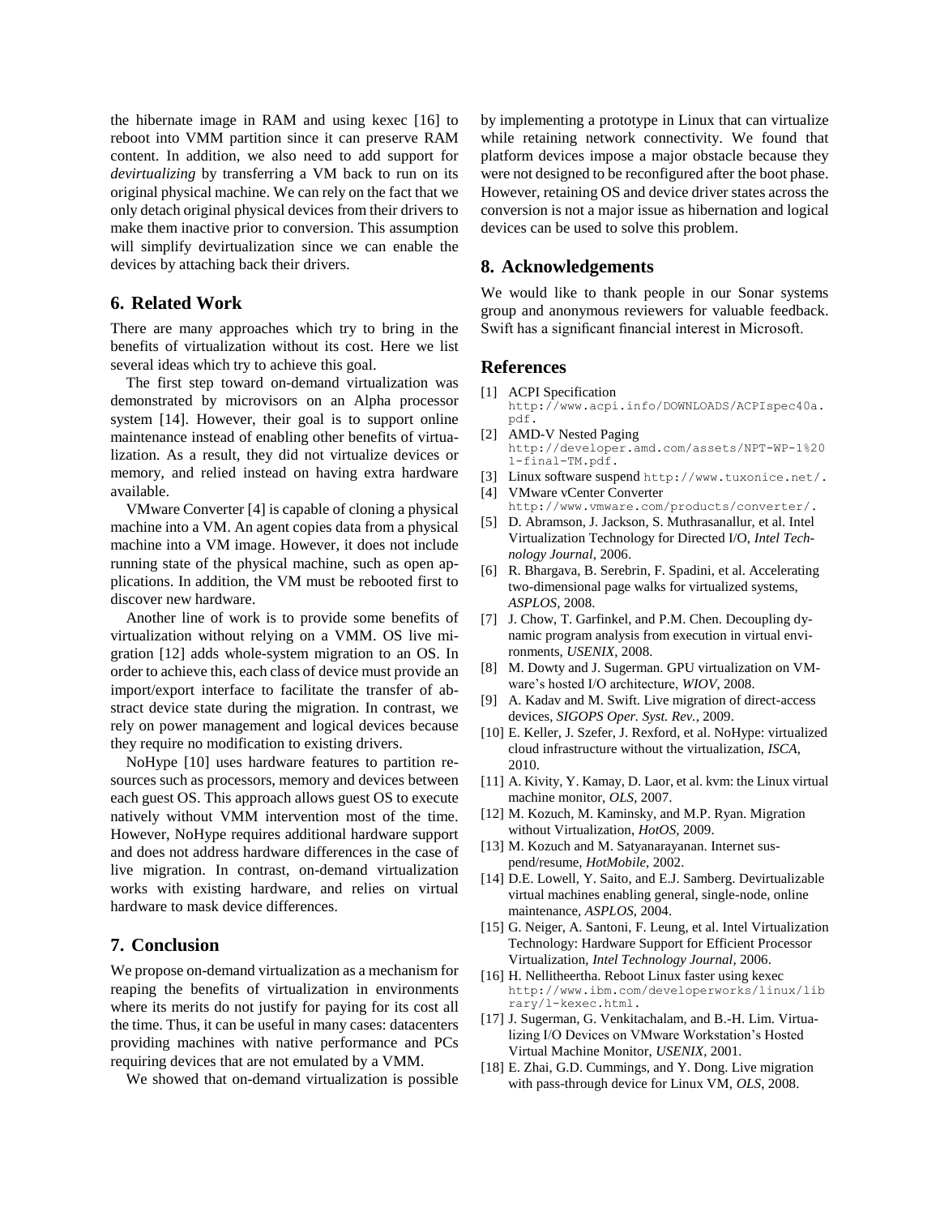the hibernate image in RAM and using kexec [16] to reboot into VMM partition since it can preserve RAM content. In addition, we also need to add support for *devirtualizing* by transferring a VM back to run on its original physical machine. We can rely on the fact that we only detach original physical devices from their drivers to make them inactive prior to conversion. This assumption will simplify devirtualization since we can enable the devices by attaching back their drivers.

## 6. Related Work

There are many approaches which try to bring in the benefits of virtualization without its cost. Here we list several ideas which try to achieve this goal.

The first step toward on-demand virtualization was demonstrated by microvisors on an Alpha processor system [14]. However, their goal is to support online maintenance instead of enabling other benefits of virtualization. As a result, they did not virtualize devices or memory, and relied instead on having extra hardware available.

VMware Converter [4] is capable of cloning a physical machine into a VM. An agent copies data from a physical machine into a VM image. However, it does not include running state of the physical machine, such as open applications. In addition, the VM must be rebooted first to discover new hardware.

Another line of work is to provide some benefits of virtualization without relying on a VMM. OS live migration [12] adds whole-system migration to an OS. In order to achieve this, each class of device must provide an import/export interface to facilitate the transfer of abstract device state during the migration. In contrast, we rely on power management and logical devices because they require no modification to existing drivers.

NoHype [10] uses hardware features to partition resources such as processors, memory and devices between each guest OS. This approach allows guest OS to execute natively without VMM intervention most of the time. However, NoHype requires additional hardware support and does not address hardware differences in the case of live migration. In contrast, on-demand virtualization works with existing hardware, and relies on virtual hardware to mask device differences.

## 7. Conclusion

We propose on-demand virtualization as a mechanism for reaping the benefits of virtualization in environments where its merits do not justify for paying for its cost all the time. Thus, it can be useful in many cases: datacenters providing machines with native performance and PCs requiring devices that are not emulated by a VMM.

We showed that on-demand virtualization is possible by implementing a prototype in Linux that can virtualize while retaining network connectivity. We found that platform devices impose a major obstacle because they were not designed to be reconfigured after the boot phase. However, retaining OS and device driver states across the conversion is not a major issue as hibernation and logical devices can be used to solve this problem.

## 8. Acknowledgements

We would like to thank people in our Sonar systems group and anonymous reviewers for valuable feedback. Swift has a significant financial interest in Microsoft.

## References

[1] ACPI Specification http://www.acpi.info/DOWNLOADS/ACPIspec40a.pdf.

[2] AMD-V Nested Paging http://developer.amd.com/assets/NPT-WP-1%201-final-TM.pdf.

[3] Linux software suspend http://www.tuxonice.net/.

[4] VMware vCenter Converter http://www.vmware.com/products/converter/.

[5] D. Abramson, J. Jackson, S. Muthrasanallur, et al. Intel Virtualization Technology for Directed I/O, *Intel Technology Journal*, 2006.

[6] R. Bhargava, B. Serebrin, F. Spadini, et al. Accelerating two-dimensional page walks for virtualized systems, *ASPLOS*, 2008.

[7] J. Chow, T. Garfinkel, and P.M. Chen. Decoupling dynamic program analysis from execution in virtual environments, *USENIX*, 2008.

[8] M. Dowty and J. Sugerman. GPU virtualization on VMware's hosted I/O architecture, *WIOV*, 2008.

[9] A. Kadav and M. Swift. Live migration of direct-access devices, *SIGOPS Oper. Syst. Rev.*, 2009.

[10] E. Keller, J. Szefer, J. Rexford, et al. NoHype: virtualized cloud infrastructure without the virtualization, *ISCA*, 2010.

[11] A. Kivity, Y. Kamay, D. Laor, et al. kvm: the Linux virtual machine monitor, *OLS*, 2007.

[12] M. Kozuch, M. Kaminsky, and M.P. Ryan. Migration without Virtualization, *HotOS*, 2009.

[13] M. Kozuch and M. Satyanarayanan. Internet suspend/resume, *HotMobile*, 2002.

[14] D.E. Lowell, Y. Saito, and E.J. Samberg. Devirtualizable virtual machines enabling general, single-node, online maintenance, *ASPLOS*, 2004.

[15] G. Neiger, A. Santoni, F. Leung, et al. Intel Virtualization Technology: Hardware Support for Efficient Processor Virtualization, *Intel Technology Journal*, 2006.

[16] H. Nellitheertha. Reboot Linux faster using kexec http://www.ibm.com/developerworks/linux/library/l-kexec.html.

[17] J. Sugerman, G. Venkitachalam, and B.-H. Lim. Virtualizing I/O Devices on VMware Workstation's Hosted Virtual Machine Monitor, *USENIX*, 2001.

[18] E. Zhai, G.D. Cummings, and Y. Dong. Live migration with pass-through device for Linux VM, *OLS*, 2008.